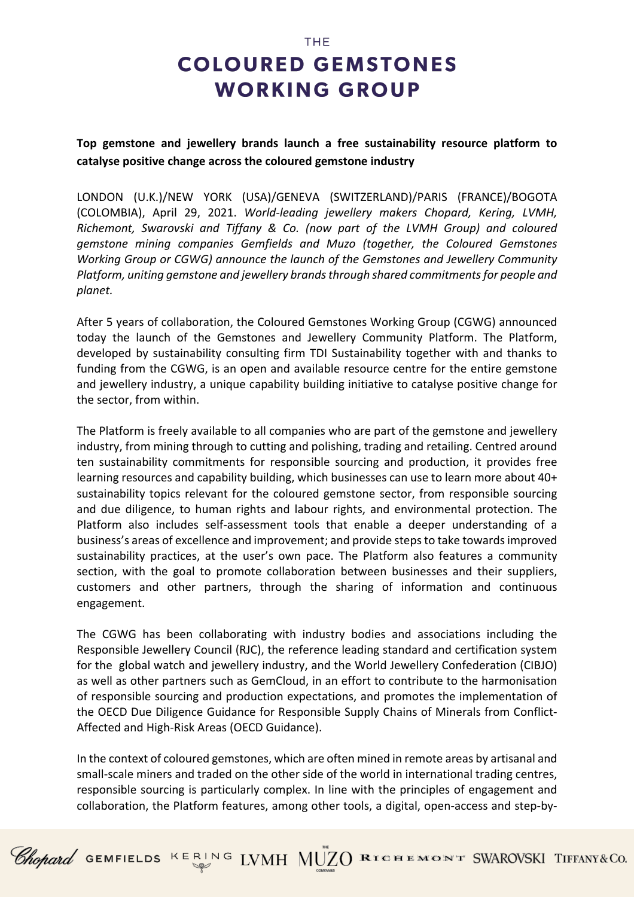# THE COLOURED GEMSTONES WORKING GROUP

**Top gemstone and jewellery brands launch a free sustainability resource platform to catalyse positive change across the coloured gemstone industry**

LONDON (U.K.)/NEW YORK (USA)/GENEVA (SWITZERLAND)/PARIS (FRANCE)/BOGOTA (COLOMBIA), April 29, 2021. *World-leading jewellery makers Chopard, Kering, LVMH, Richemont, Swarovski and Tiffany & Co. (now part of the LVMH Group) and coloured gemstone mining companies Gemfields and Muzo (together, the Coloured Gemstones Working Group or CGWG) announce the launch of the Gemstones and Jewellery Community Platform, uniting gemstone and jewellery brands through shared commitments for people and planet.*

After 5 years of collaboration, the Coloured Gemstones Working Group (CGWG) announced today the launch of the Gemstones and Jewellery Community Platform. The Platform, developed by sustainability consulting firm TDI Sustainability together with and thanks to funding from the CGWG, is an open and available resource centre for the entire gemstone and jewellery industry, a unique capability building initiative to catalyse positive change for the sector, from within.

The Platform is freely available to all companies who are part of the gemstone and jewellery industry, from mining through to cutting and polishing, trading and retailing. Centred around ten sustainability commitments for responsible sourcing and production, it provides free learning resources and capability building, which businesses can use to learn more about 40+ sustainability topics relevant for the coloured gemstone sector, from responsible sourcing and due diligence, to human rights and labour rights, and environmental protection. The Platform also includes self-assessment tools that enable a deeper understanding of a business's areas of excellence and improvement; and provide steps to take towards improved sustainability practices, at the user's own pace. The Platform also features a community section, with the goal to promote collaboration between businesses and their suppliers, customers and other partners, through the sharing of information and continuous engagement.

The CGWG has been collaborating with industry bodies and associations including the Responsible Jewellery Council (RJC), the reference leading standard and certification system for the global watch and jewellery industry, and the World Jewellery Confederation (CIBJO) as well as other partners such as GemCloud, in an effort to contribute to the harmonisation of responsible sourcing and production expectations, and promotes the implementation of the OECD Due Diligence Guidance for Responsible Supply Chains of Minerals from Conflict-Affected and High-Risk Areas (OECD Guidance).

In the context of coloured gemstones, which are often mined in remote areas by artisanal and small-scale miners and traded on the other side of the world in international trading centres, responsible sourcing is particularly complex. In line with the principles of engagement and collaboration, the Platform features, among other tools, a digital, open-access and step-by-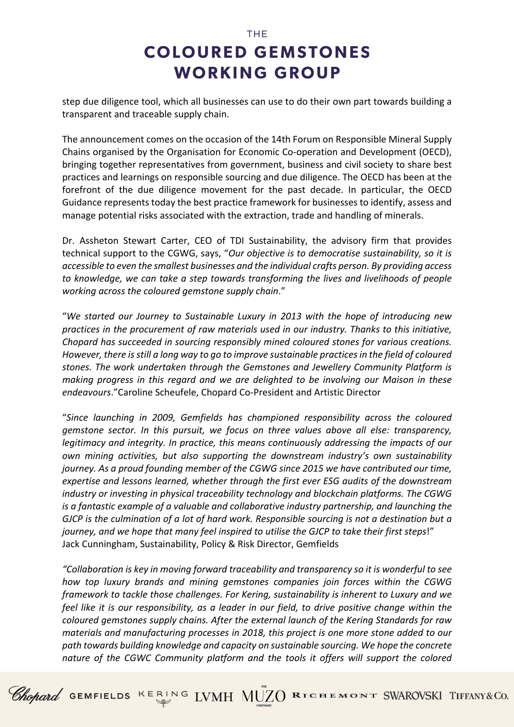step due diligence tool, which all businesses can use to do their own part towards building a transparent and traceable supply chain.

The announcement comes on the occasion of the 14th Forum on Responsible Mineral Supply Chains organised by the Organisation for Economic Co-operation and Development (OECD), bringing together representatives from government, business and civil society to share best practices and learnings on responsible sourcing and due diligence. The OECD has been at the forefront of the due diligence movement for the past decade. In particular, the OECD Guidance represents today the best practice framework for businesses to identify, assess and manage potential risks associated with the extraction, trade and handling of minerals.

Dr. Assheton Stewart Carter, CEO of TDI Sustainability, the advisory firm that provides technical support to the CGWG, says, "*Our objective is to democratise sustainability, so it is accessible to even the smallest businesses and the individual crafts person. By providing access to knowledge, we can take a step towards transforming the lives and livelihoods of people working across the coloured gemstone supply chain*."

"*We started our Journey to Sustainable Luxury in 2013 with the hope of introducing new practices in the procurement of raw materials used in our industry. Thanks to this initiative, Chopard has succeeded in sourcing responsibly mined coloured stones for various creations. However, there is still a long way to go to improve sustainable practices in the field of coloured stones. The work undertaken through the Gemstones and Jewellery Community Platform is making progress in this regard and we are delighted to be involving our Maison in these endeavours*."Caroline Scheufele, Chopard Co-President and Artistic Director

"*Since launching in 2009, Gemfields has championed responsibility across the coloured gemstone sector. In this pursuit, we focus on three values above all else: transparency, legitimacy and integrity. In practice, this means continuously addressing the impacts of our own mining activities, but also supporting the downstream industry's own sustainability journey. As a proud founding member of the CGWG since 2015 we have contributed our time, expertise and lessons learned, whether through the first ever ESG audits of the downstream industry or investing in physical traceability technology and blockchain platforms. The CGWG is a fantastic example of a valuable and collaborative industry partnership, and launching the GJCP is the culmination of a lot of hard work. Responsible sourcing is not a destination but a journey, and we hope that many feel inspired to utilise the GJCP to take their first steps*!" Jack Cunningham, Sustainability, Policy & Risk Director, Gemfields

*"Collaboration is key in moving forward traceability and transparency so it is wonderful to see how top luxury brands and mining gemstones companies join forces within the CGWG framework to tackle those challenges. For Kering, sustainability is inherent to Luxury and we feel like it is our responsibility, as a leader in our field, to drive positive change within the coloured gemstones supply chains. After the external launch of the Kering Standards for raw materials and manufacturing processes in 2018, this project is one more stone added to our path towards building knowledge and capacity on sustainable sourcing. We hope the concrete nature of the CGWC Community platform and the tools it offers will support the colored*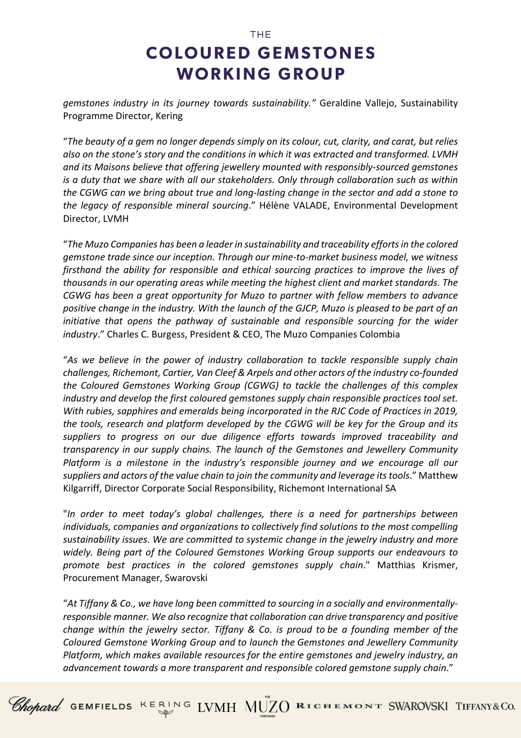*gemstones industry in its journey towards sustainability."* Geraldine Vallejo, Sustainability Programme Director, Kering

"*The beauty of a gem no longer depends simply on its colour, cut, clarity, and carat, but relies also on the stone's story and the conditions in which it was extracted and transformed. LVMH and its Maisons believe that offering jewellery mounted with responsibly-sourced gemstones is a duty that we share with all our stakeholders. Only through collaboration such as within the CGWG can we bring about true and long-lasting change in the sector and add a stone to the legacy of responsible mineral sourcing*." Hélène VALADE, Environmental Development Director, LVMH

"*The Muzo Companies has been a leader in sustainability and traceability efforts in the colored gemstone trade since our inception. Through our mine-to-market business model, we witness firsthand the ability for responsible and ethical sourcing practices to improve the lives of thousands in our operating areas while meeting the highest client and market standards. The CGWG has been a great opportunity for Muzo to partner with fellow members to advance positive change in the industry. With the launch of the GJCP, Muzo is pleased to be part of an initiative that opens the pathway of sustainable and responsible sourcing for the wider industry*." Charles C. Burgess, President & CEO, The Muzo Companies Colombia

"*As we believe in the power of industry collaboration to tackle responsible supply chain challenges, Richemont, Cartier, Van Cleef & Arpels and other actors of the industry co-founded the Coloured Gemstones Working Group (CGWG) to tackle the challenges of this complex industry and develop the first coloured gemstones supply chain responsible practices tool set. With rubies, sapphires and emeralds being incorporated in the RJC Code of Practices in 2019, the tools, research and platform developed by the CGWG will be key for the Group and its suppliers to progress on our due diligence efforts towards improved traceability and transparency in our supply chains. The launch of the Gemstones and Jewellery Community Platform is a milestone in the industry's responsible journey and we encourage all our suppliers and actors of the value chain to join the community and leverage its tools*." Matthew Kilgarriff, Director Corporate Social Responsibility, Richemont International SA

"*In order to meet today's global challenges, there is a need for partnerships between individuals, companies and organizations to collectively find solutions to the most compelling sustainability issues. We are committed to systemic change in the jewelry industry and more widely. Being part of the Coloured Gemstones Working Group supports our endeavours to promote best practices in the colored gemstones supply chain*." Matthias Krismer, Procurement Manager, Swarovski

"*At Tiffany & Co., we have long been committed to sourcing in a socially and environmentally-responsible manner. We also recognize that collaboration can drive transparency and positive change within the jewelry sector. Tiffany & Co. is proud to be a founding member of the Coloured Gemstone Working Group and to launch the Gemstones and Jewellery Community Platform, which makes available resources for the entire gemstones and jewelry industry, an advancement towards a more transparent and responsible colored gemstone supply chain*."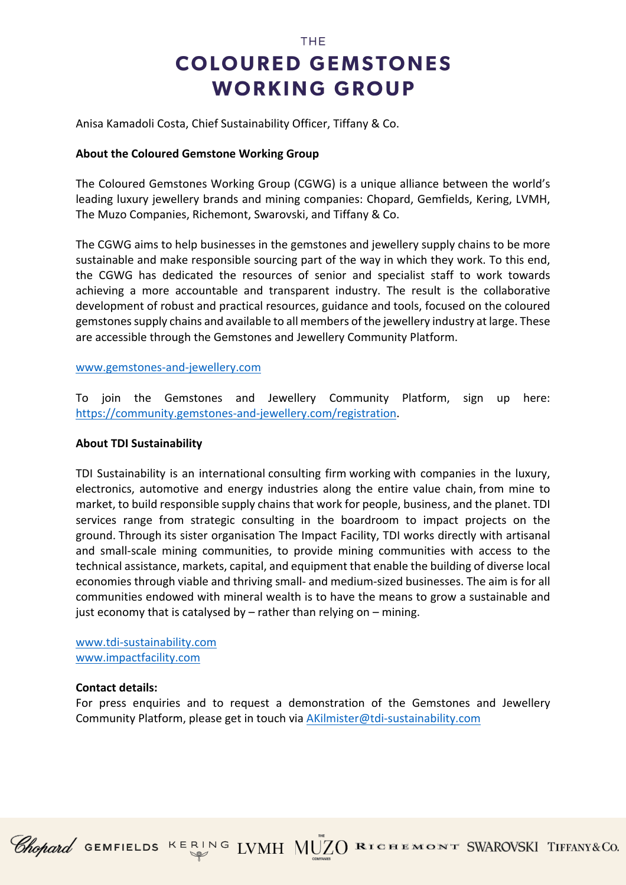# THE COLOURED GEMSTONES WORKING GROUP

Anisa Kamadoli Costa, Chief Sustainability Officer, Tiffany & Co.

**About the Coloured Gemstone Working Group**

The Coloured Gemstones Working Group (CGWG) is a unique alliance between the world's leading luxury jewellery brands and mining companies: Chopard, Gemfields, Kering, LVMH, The Muzo Companies, Richemont, Swarovski, and Tiffany & Co.

The CGWG aims to help businesses in the gemstones and jewellery supply chains to be more sustainable and make responsible sourcing part of the way in which they work. To this end, the CGWG has dedicated the resources of senior and specialist staff to work towards achieving a more accountable and transparent industry. The result is the collaborative development of robust and practical resources, guidance and tools, focused on the coloured gemstones supply chains and available to all members of the jewellery industry at large. These are accessible through the Gemstones and Jewellery Community Platform.

www.gemstones-and-jewellery.com

To join the Gemstones and Jewellery Community Platform, sign up here: https://community.gemstones-and-jewellery.com/registration.

**About TDI Sustainability**

TDI Sustainability is an international consulting firm working with companies in the luxury, electronics, automotive and energy industries along the entire value chain, from mine to market, to build responsible supply chains that work for people, business, and the planet. TDI services range from strategic consulting in the boardroom to impact projects on the ground. Through its sister organisation The Impact Facility, TDI works directly with artisanal and small-scale mining communities, to provide mining communities with access to the technical assistance, markets, capital, and equipment that enable the building of diverse local economies through viable and thriving small- and medium-sized businesses. The aim is for all communities endowed with mineral wealth is to have the means to grow a sustainable and just economy that is catalysed by – rather than relying on – mining.

www.tdi-sustainability.com
www.impactfacility.com

**Contact details:**
For press enquiries and to request a demonstration of the Gemstones and Jewellery Community Platform, please get in touch via AKilmister@tdi-sustainability.com

Chopard GEMFIELDS KERING LVMH MUZO RICHEMONT SWAROVSKI TIFFANY & CO.